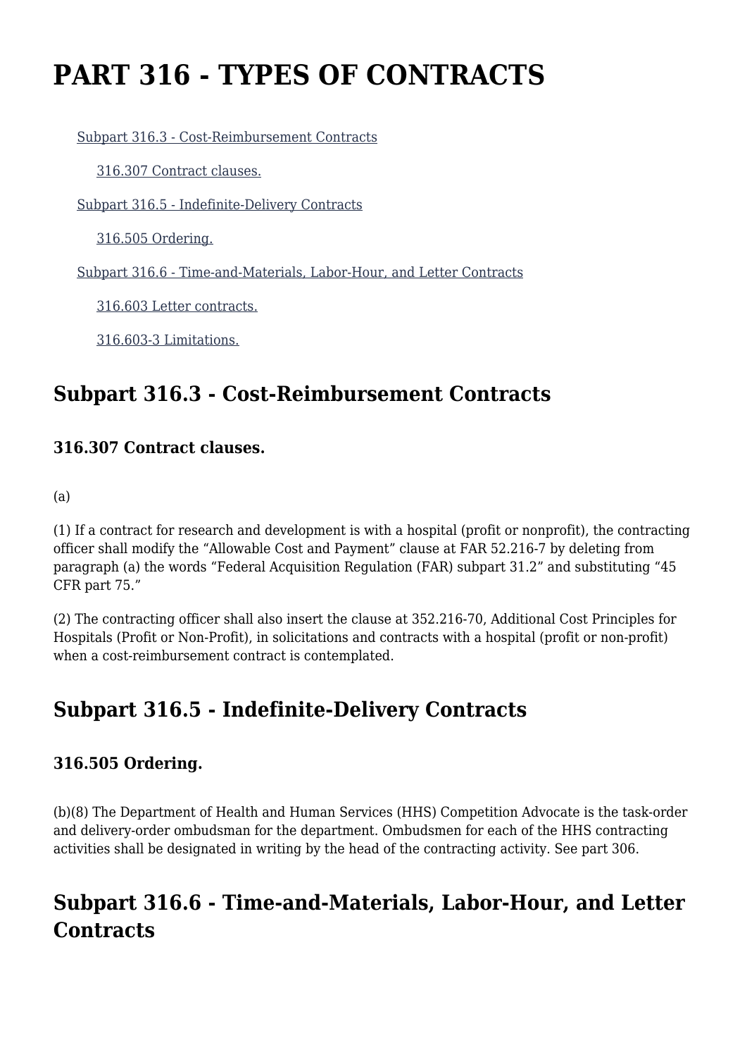# PART 316 - TYPES OF CONTRACTS

Subpart 316.3 - Cost-Reimbursement Contracts

316.307 Contract clauses.

Subpart 316.5 - Indefinite-Delivery Contracts

316.505 Ordering.

Subpart 316.6 - Time-and-Materials, Labor-Hour, and Letter Contracts

316.603 Letter contracts.

316.603-3 Limitations.

## Subpart 316.3 - Cost-Reimbursement Contracts

### 316.307 Contract clauses.

(a)

(1) If a contract for research and development is with a hospital (profit or nonprofit), the contracting officer shall modify the "Allowable Cost and Payment" clause at FAR 52.216-7 by deleting from paragraph (a) the words "Federal Acquisition Regulation (FAR) subpart 31.2" and substituting "45 CFR part 75."

(2) The contracting officer shall also insert the clause at 352.216-70, Additional Cost Principles for Hospitals (Profit or Non-Profit), in solicitations and contracts with a hospital (profit or non-profit) when a cost-reimbursement contract is contemplated.

## Subpart 316.5 - Indefinite-Delivery Contracts

### 316.505 Ordering.

(b)(8) The Department of Health and Human Services (HHS) Competition Advocate is the task-order and delivery-order ombudsman for the department. Ombudsmen for each of the HHS contracting activities shall be designated in writing by the head of the contracting activity. See part 306.

## Subpart 316.6 - Time-and-Materials, Labor-Hour, and Letter Contracts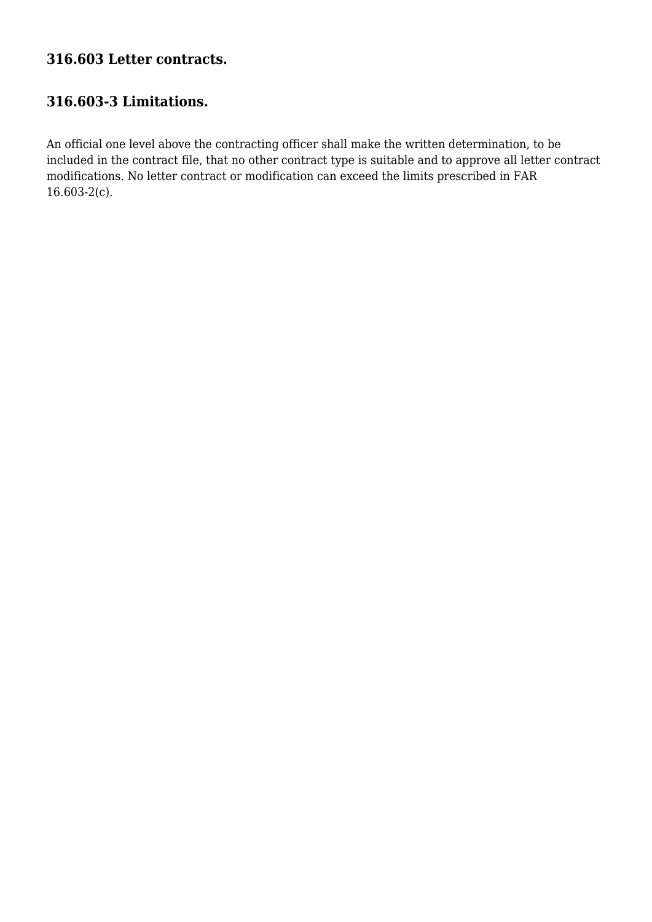### 316.603 Letter contracts.

### 316.603-3 Limitations.

An official one level above the contracting officer shall make the written determination, to be included in the contract file, that no other contract type is suitable and to approve all letter contract modifications. No letter contract or modification can exceed the limits prescribed in FAR 16.603-2(c).